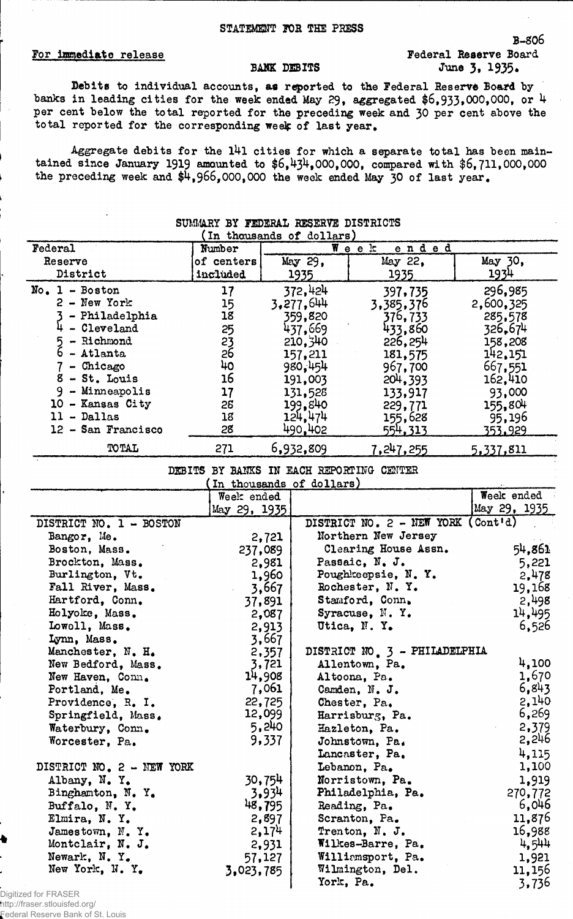STATEMENT FOR THE PRESS

B-806

For immediate release

Federal Reserve Board
June 3, 1935.

BANK DEBITS

Debits to individual accounts, as reported to the Federal Reserve Board by banks in leading cities for the week ended May 29, aggregated $6,933,000,000, or 4 per cent below the total reported for the preceding week and 30 per cent above the total reported for the corresponding week of last year.

Aggregate debits for the 141 cities for which a separate total has been maintained since January 1919 amounted to $6,434,000,000, compared with $6,711,000,000 the preceding week and $4,966,000,000 the week ended May 30 of last year.

SUMMARY BY FEDERAL RESERVE DISTRICTS
(In thousands of dollars)

| Federal Reserve District | Number of centers included | Week ended May 29, 1935 | Week ended May 22, 1935 | Week ended May 30, 1934 |
|---|---|---|---|---|
| No. 1 - Boston | 17 | 372,424 | 397,735 | 296,985 |
| 2 - New York | 15 | 3,277,644 | 3,385,376 | 2,600,325 |
| 3 - Philadelphia | 18 | 359,820 | 376,733 | 285,578 |
| 4 - Cleveland | 25 | 437,669 | 433,860 | 326,674 |
| 5 - Richmond | 23 | 210,340 | 226,254 | 158,208 |
| 6 - Atlanta | 26 | 157,211 | 181,575 | 142,151 |
| 7 - Chicago | 40 | 980,454 | 967,700 | 667,551 |
| 8 - St. Louis | 16 | 191,003 | 204,393 | 162,410 |
| 9 - Minneapolis | 17 | 131,528 | 133,917 | 93,000 |
| 10 - Kansas City | 28 | 199,840 | 229,771 | 155,804 |
| 11 - Dallas | 18 | 124,474 | 155,628 | 95,196 |
| 12 - San Francisco | 28 | 490,402 | 554,313 | 353,929 |
| TOTAL | 271 | 6,932,809 | 7,247,255 | 5,337,811 |

DEBITS BY BANKS IN EACH REPORTING CENTER
(In thousands of dollars)

| | Week ended May 29, 1935 |
|---|---|
| **DISTRICT NO. 1 - BOSTON** | |
| Bangor, Me. | 2,721 |
| Boston, Mass. | 237,089 |
| Brockton, Mass. | 2,981 |
| Burlington, Vt. | 1,960 |
| Fall River, Mass. | 3,667 |
| Hartford, Conn. | 37,891 |
| Holyoke, Mass. | 2,087 |
| Lowell, Mass. | 2,913 |
| Lynn, Mass. | 3,667 |
| Manchester, N. H. | 2,357 |
| New Bedford, Mass. | 3,721 |
| New Haven, Conn. | 14,908 |
| Portland, Me. | 7,061 |
| Providence, R. I. | 22,725 |
| Springfield, Mass. | 12,099 |
| Waterbury, Conn. | 5,240 |
| Worcester, Pa. | 9,337 |
| **DISTRICT NO. 2 - NEW YORK** | |
| Albany, N. Y. | 30,754 |
| Binghamton, N. Y. | 3,934 |
| Buffalo, N. Y. | 48,795 |
| Elmira, N. Y. | 2,897 |
| Jamestown, N. Y. | 2,174 |
| Montclair, N. J. | 2,931 |
| Newark, N. Y. | 57,127 |
| New York, N. Y. | 3,023,785 |
| **DISTRICT NO. 2 - NEW YORK (Cont'd)** | |
| Northern New Jersey Clearing House Assn. | 54,861 |
| Passaic, N. J. | 5,221 |
| Poughkeepsie, N. Y. | 2,478 |
| Rochester, N. Y. | 19,168 |
| Stamford, Conn. | 2,498 |
| Syracuse, N. Y. | 14,495 |
| Utica, N. Y. | 6,526 |
| **DISTRICT NO. 3 - PHILADELPHIA** | |
| Allentown, Pa. | 4,100 |
| Altoona, Pa. | 1,670 |
| Camden, N. J. | 6,843 |
| Chester, Pa. | 2,140 |
| Harrisburg, Pa. | 6,269 |
| Hazleton, Pa. | 2,379 |
| Johnstown, Pa. | 2,246 |
| Lancaster, Pa. | 4,115 |
| Lebanon, Pa. | 1,100 |
| Norristown, Pa. | 1,919 |
| Philadelphia, Pa. | 270,772 |
| Reading, Pa. | 6,046 |
| Scranton, Pa. | 11,876 |
| Trenton, N. J. | 16,988 |
| Wilkes-Barre, Pa. | 4,544 |
| Williamsport, Pa. | 1,921 |
| Wilmington, Del. | 11,156 |
| York, Pa. | 3,736 |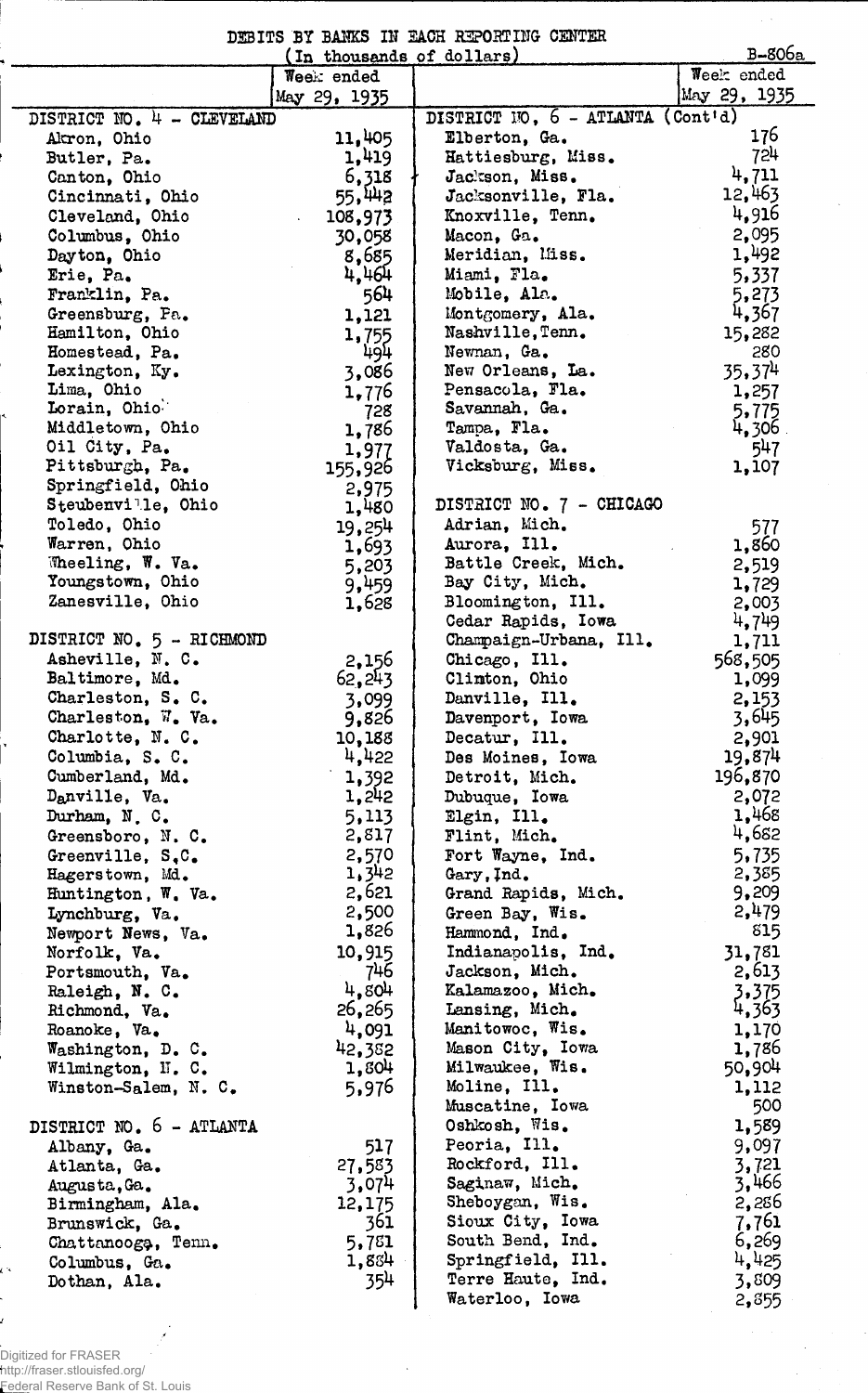# DEBITS BY BANKS IN EACH REPORTING CENTER

(In thousands of dollars)

B-806a

| | Week ended May 29, 1935 |
|---|---|
| **DISTRICT NO. 4 - CLEVELAND** | |
| Akron, Ohio | 11,405 |
| Butler, Pa. | 1,419 |
| Canton, Ohio | 6,318 |
| Cincinnati, Ohio | 55,442 |
| Cleveland, Ohio | 108,973 |
| Columbus, Ohio | 30,058 |
| Dayton, Ohio | 8,685 |
| Erie, Pa. | 4,464 |
| Franklin, Pa. | 564 |
| Greensburg, Pa. | 1,121 |
| Hamilton, Ohio | 1,755 |
| Homestead, Pa. | 494 |
| Lexington, Ky. | 3,086 |
| Lima, Ohio | 1,776 |
| Lorain, Ohio | 728 |
| Middletown, Ohio | 1,786 |
| Oil City, Pa. | 1,977 |
| Pittsburgh, Pa. | 155,926 |
| Springfield, Ohio | 2,975 |
| Steubenville, Ohio | 1,480 |
| Toledo, Ohio | 19,254 |
| Warren, Ohio | 1,693 |
| Wheeling, W. Va. | 5,203 |
| Youngstown, Ohio | 9,459 |
| Zanesville, Ohio | 1,628 |
| **DISTRICT NO. 5 - RICHMOND** | |
| Asheville, N. C. | 2,156 |
| Baltimore, Md. | 62,243 |
| Charleston, S. C. | 3,099 |
| Charleston, W. Va. | 9,826 |
| Charlotte, N. C. | 10,188 |
| Columbia, S. C. | 4,422 |
| Cumberland, Md. | 1,392 |
| Danville, Va. | 1,242 |
| Durham, N. C. | 5,113 |
| Greensboro, N. C. | 2,817 |
| Greenville, S. C. | 2,570 |
| Hagerstown, Md. | 1,342 |
| Huntington, W. Va. | 2,621 |
| Lynchburg, Va. | 2,500 |
| Newport News, Va. | 1,826 |
| Norfolk, Va. | 10,915 |
| Portsmouth, Va. | 746 |
| Raleigh, N. C. | 4,804 |
| Richmond, Va. | 26,265 |
| Roanoke, Va. | 4,091 |
| Washington, D. C. | 42,382 |
| Wilmington, N. C. | 1,804 |
| Winston-Salem, N. C. | 5,976 |
| **DISTRICT NO. 6 - ATLANTA** | |
| Albany, Ga. | 517 |
| Atlanta, Ga. | 27,583 |
| Augusta, Ga. | 3,074 |
| Birmingham, Ala. | 12,175 |
| Brunswick, Ga. | 361 |
| Chattanooga, Tenn. | 5,781 |
| Columbus, Ga. | 1,884 |
| Dothan, Ala. | 354 |
| **DISTRICT NO. 6 - ATLANTA (Cont'd)** | |
| Elberton, Ga. | 176 |
| Hattiesburg, Miss. | 724 |
| Jackson, Miss. | 4,711 |
| Jacksonville, Fla. | 12,463 |
| Knoxville, Tenn. | 4,916 |
| Macon, Ga. | 2,095 |
| Meridian, Miss. | 1,492 |
| Miami, Fla. | 5,337 |
| Mobile, Ala. | 5,273 |
| Montgomery, Ala. | 4,367 |
| Nashville, Tenn. | 15,282 |
| Newnan, Ga. | 280 |
| New Orleans, La. | 35,374 |
| Pensacola, Fla. | 1,257 |
| Savannah, Ga. | 5,775 |
| Tampa, Fla. | 4,306 |
| Valdosta, Ga. | 547 |
| Vicksburg, Miss. | 1,107 |
| **DISTRICT NO. 7 - CHICAGO** | |
| Adrian, Mich. | 577 |
| Aurora, Ill. | 1,860 |
| Battle Creek, Mich. | 2,519 |
| Bay City, Mich. | 1,729 |
| Bloomington, Ill. | 2,003 |
| Cedar Rapids, Iowa | 4,749 |
| Champaign-Urbana, Ill. | 1,711 |
| Chicago, Ill. | 568,505 |
| Clinton, Ohio | 1,099 |
| Danville, Ill. | 2,153 |
| Davenport, Iowa | 3,645 |
| Decatur, Ill. | 2,901 |
| Des Moines, Iowa | 19,874 |
| Detroit, Mich. | 196,870 |
| Dubuque, Iowa | 2,072 |
| Elgin, Ill. | 1,468 |
| Flint, Mich. | 4,682 |
| Fort Wayne, Ind. | 5,735 |
| Gary, Ind. | 2,385 |
| Grand Rapids, Mich. | 9,209 |
| Green Bay, Wis. | 2,479 |
| Hammond, Ind. | 815 |
| Indianapolis, Ind. | 31,781 |
| Jackson, Mich. | 2,613 |
| Kalamazoo, Mich. | 3,375 |
| Lansing, Mich. | 4,363 |
| Manitowoc, Wis. | 1,170 |
| Mason City, Iowa | 1,786 |
| Milwaukee, Wis. | 50,904 |
| Moline, Ill. | 1,112 |
| Muscatine, Iowa | 500 |
| Oshkosh, Wis. | 1,589 |
| Peoria, Ill. | 9,097 |
| Rockford, Ill. | 3,721 |
| Saginaw, Mich. | 3,466 |
| Sheboygan, Wis. | 2,286 |
| Sioux City, Iowa | 7,761 |
| South Bend, Ind. | 6,269 |
| Springfield, Ill. | 4,425 |
| Terre Haute, Ind. | 3,809 |
| Waterloo, Iowa | 2,855 |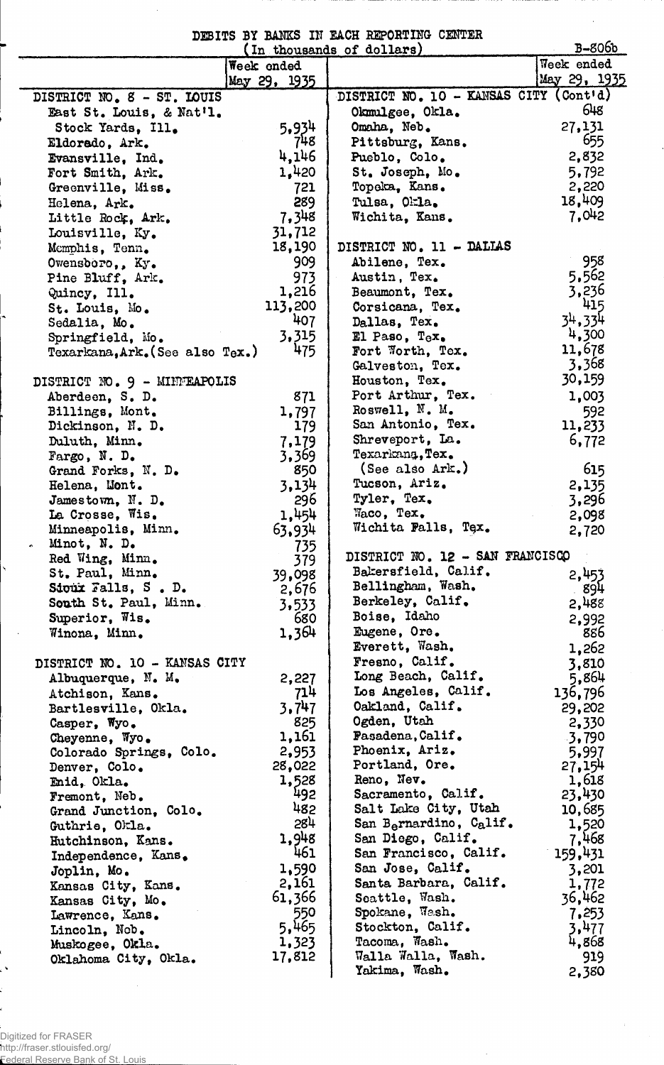# DEBITS BY BANKS IN EACH REPORTING CENTER

(In thousands of dollars)

B-806b

| | Week ended May 29, 1935 |
|---|---|
| **DISTRICT NO. 8 - ST. LOUIS** | |
| East St. Louis, & Nat'l. Stock Yards, Ill. | 5,934 |
| Eldorado, Ark. | 748 |
| Evansville, Ind. | 4,146 |
| Fort Smith, Ark. | 1,420 |
| Greenville, Miss. | 721 |
| Helena, Ark. | 289 |
| Little Rock, Ark. | 7,348 |
| Louisville, Ky. | 31,712 |
| Memphis, Tenn. | 18,190 |
| Owensboro, Ky. | 909 |
| Pine Bluff, Ark. | 973 |
| Quincy, Ill. | 1,216 |
| St. Louis, Mo. | 113,200 |
| Sedalia, Mo. | 407 |
| Springfield, Mo. | 3,315 |
| Texarkana, Ark. (See also Tex.) | 475 |
| **DISTRICT NO. 9 - MINNEAPOLIS** | |
| Aberdeen, S. D. | 871 |
| Billings, Mont. | 1,797 |
| Dickinson, N. D. | 179 |
| Duluth, Minn. | 7,179 |
| Fargo, N. D. | 3,369 |
| Grand Forks, N. D. | 850 |
| Helena, Mont. | 3,134 |
| Jamestown, N. D. | 296 |
| La Crosse, Wis. | 1,454 |
| Minneapolis, Minn. | 63,934 |
| Minot, N. D. | 735 |
| Red Wing, Minn. | 379 |
| St. Paul, Minn. | 39,098 |
| Sioux Falls, S. D. | 2,676 |
| South St. Paul, Minn. | 3,533 |
| Superior, Wis. | 680 |
| Winona, Minn. | 1,364 |
| **DISTRICT NO. 10 - KANSAS CITY** | |
| Albuquerque, N. M. | 2,227 |
| Atchison, Kans. | 714 |
| Bartlesville, Okla. | 3,747 |
| Casper, Wyo. | 825 |
| Cheyenne, Wyo. | 1,161 |
| Colorado Springs, Colo. | 2,953 |
| Denver, Colo. | 28,022 |
| Enid, Okla. | 1,528 |
| Fremont, Neb. | 492 |
| Grand Junction, Colo. | 482 |
| Guthrie, Okla. | 284 |
| Hutchinson, Kans. | 1,948 |
| Independence, Kans. | 461 |
| Joplin, Mo. | 1,590 |
| Kansas City, Kans. | 2,161 |
| Kansas City, Mo. | 61,366 |
| Lawrence, Kans. | 550 |
| Lincoln, Neb. | 5,465 |
| Muskogee, Okla. | 1,323 |
| Oklahoma City, Okla. | 17,812 |
| **DISTRICT NO. 10 - KANSAS CITY (Cont'd)** | |
| Okmulgee, Okla. | 648 |
| Omaha, Neb. | 27,131 |
| Pittsburg, Kans. | 655 |
| Pueblo, Colo. | 2,832 |
| St. Joseph, Mo. | 5,792 |
| Topeka, Kans. | 2,220 |
| Tulsa, Okla. | 18,409 |
| Wichita, Kans. | 7,042 |
| **DISTRICT NO. 11 - DALLAS** | |
| Abilene, Tex. | 958 |
| Austin, Tex. | 5,562 |
| Beaumont, Tex. | 3,236 |
| Corsicana, Tex. | 415 |
| Dallas, Tex. | 34,334 |
| El Paso, Tex. | 4,300 |
| Fort Worth, Tex. | 11,678 |
| Galveston, Tex. | 3,368 |
| Houston, Tex. | 30,159 |
| Port Arthur, Tex. | 1,003 |
| Roswell, N. M. | 592 |
| San Antonio, Tex. | 11,233 |
| Shreveport, La. | 6,772 |
| Texarkana, Tex. (See also Ark.) | 615 |
| Tucson, Ariz. | 2,135 |
| Tyler, Tex. | 3,296 |
| Waco, Tex. | 2,098 |
| Wichita Falls, Tex. | 2,720 |
| **DISTRICT NO. 12 - SAN FRANCISCO** | |
| Bakersfield, Calif. | 2,453 |
| Bellingham, Wash. | 894 |
| Berkeley, Calif. | 2,488 |
| Boise, Idaho | 2,992 |
| Eugene, Ore. | 886 |
| Everett, Wash. | 1,262 |
| Fresno, Calif. | 3,810 |
| Long Beach, Calif. | 5,864 |
| Los Angeles, Calif. | 136,796 |
| Oakland, Calif. | 29,202 |
| Ogden, Utah | 2,330 |
| Pasadena, Calif. | 3,790 |
| Phoenix, Ariz. | 5,997 |
| Portland, Ore. | 27,154 |
| Reno, Nev. | 1,618 |
| Sacramento, Calif. | 23,430 |
| Salt Lake City, Utah | 10,685 |
| San Bernardino, Calif. | 1,520 |
| San Diego, Calif. | 7,468 |
| San Francisco, Calif. | 159,431 |
| San Jose, Calif. | 3,201 |
| Santa Barbara, Calif. | 1,772 |
| Seattle, Wash. | 36,462 |
| Spokane, Wash. | 7,253 |
| Stockton, Calif. | 3,477 |
| Tacoma, Wash. | 4,868 |
| Walla Walla, Wash. | 919 |
| Yakima, Wash. | 2,380 |